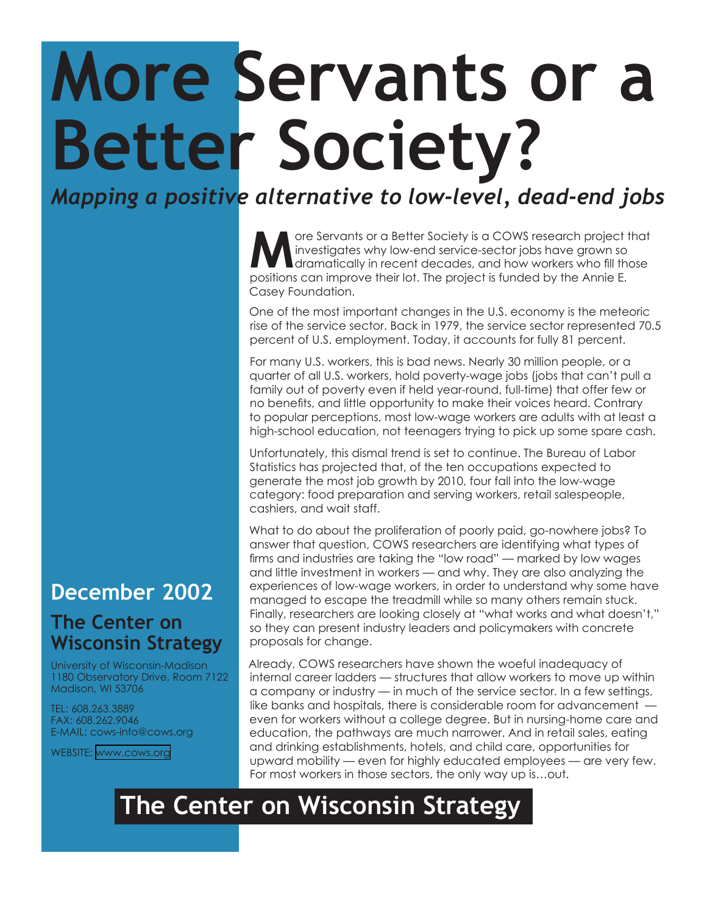# More Servants or a Better Society?

*Mapping a positive alternative to low-level, dead-end jobs*

More Servants or a Better Society is a COWS research project that investigates why low-end service-sector jobs have grown so dramatically in recent decades, and how workers who fill those positions can improve their lot. The project is funded by the Annie E. Casey Foundation.

One of the most important changes in the U.S. economy is the meteoric rise of the service sector. Back in 1979, the service sector represented 70.5 percent of U.S. employment. Today, it accounts for fully 81 percent.

For many U.S. workers, this is bad news. Nearly 30 million people, or a quarter of all U.S. workers, hold poverty-wage jobs (jobs that can't pull a family out of poverty even if held year-round, full-time) that offer few or no benefits, and little opportunity to make their voices heard. Contrary to popular perceptions, most low-wage workers are adults with at least a high-school education, not teenagers trying to pick up some spare cash.

Unfortunately, this dismal trend is set to continue. The Bureau of Labor Statistics has projected that, of the ten occupations expected to generate the most job growth by 2010, four fall into the low-wage category: food preparation and serving workers, retail salespeople, cashiers, and wait staff.

What to do about the proliferation of poorly paid, go-nowhere jobs? To answer that question, COWS researchers are identifying what types of firms and industries are taking the "low road" — marked by low wages and little investment in workers — and why. They are also analyzing the experiences of low-wage workers, in order to understand why some have managed to escape the treadmill while so many others remain stuck. Finally, researchers are looking closely at "what works and what doesn't," so they can present industry leaders and policymakers with concrete proposals for change.

Already, COWS researchers have shown the woeful inadequacy of internal career ladders — structures that allow workers to move up within a company or industry — in much of the service sector. In a few settings, like banks and hospitals, there is considerable room for advancement — even for workers without a college degree. But in nursing-home care and education, the pathways are much narrower. And in retail sales, eating and drinking establishments, hotels, and child care, opportunities for upward mobility — even for highly educated employees — are very few. For most workers in those sectors, the only way up is…out.

## December 2002

## The Center on Wisconsin Strategy

University of Wisconsin-Madison
1180 Observatory Drive, Room 7122
Madison, WI 53706

TEL: 608.263.3889
FAX: 608.262.9046
E-MAIL: cows-info@cows.org

WEBSITE: www.cows.org

**The Center on Wisconsin Strategy**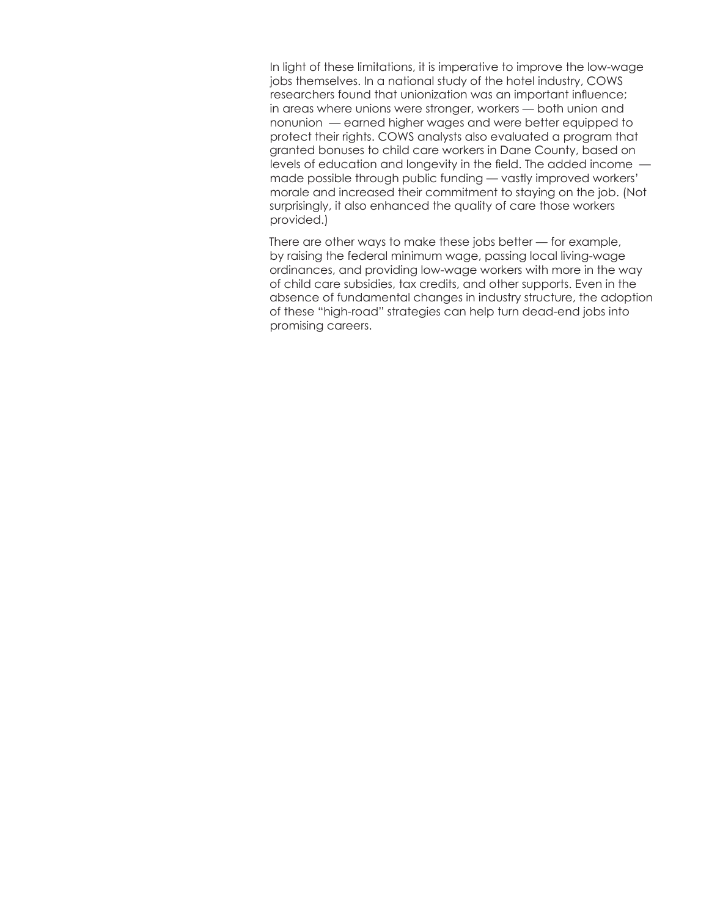In light of these limitations, it is imperative to improve the low-wage jobs themselves. In a national study of the hotel industry, COWS researchers found that unionization was an important influence; in areas where unions were stronger, workers — both union and nonunion — earned higher wages and were better equipped to protect their rights. COWS analysts also evaluated a program that granted bonuses to child care workers in Dane County, based on levels of education and longevity in the field. The added income — made possible through public funding — vastly improved workers' morale and increased their commitment to staying on the job. (Not surprisingly, it also enhanced the quality of care those workers provided.)

There are other ways to make these jobs better — for example, by raising the federal minimum wage, passing local living-wage ordinances, and providing low-wage workers with more in the way of child care subsidies, tax credits, and other supports. Even in the absence of fundamental changes in industry structure, the adoption of these "high-road" strategies can help turn dead-end jobs into promising careers.